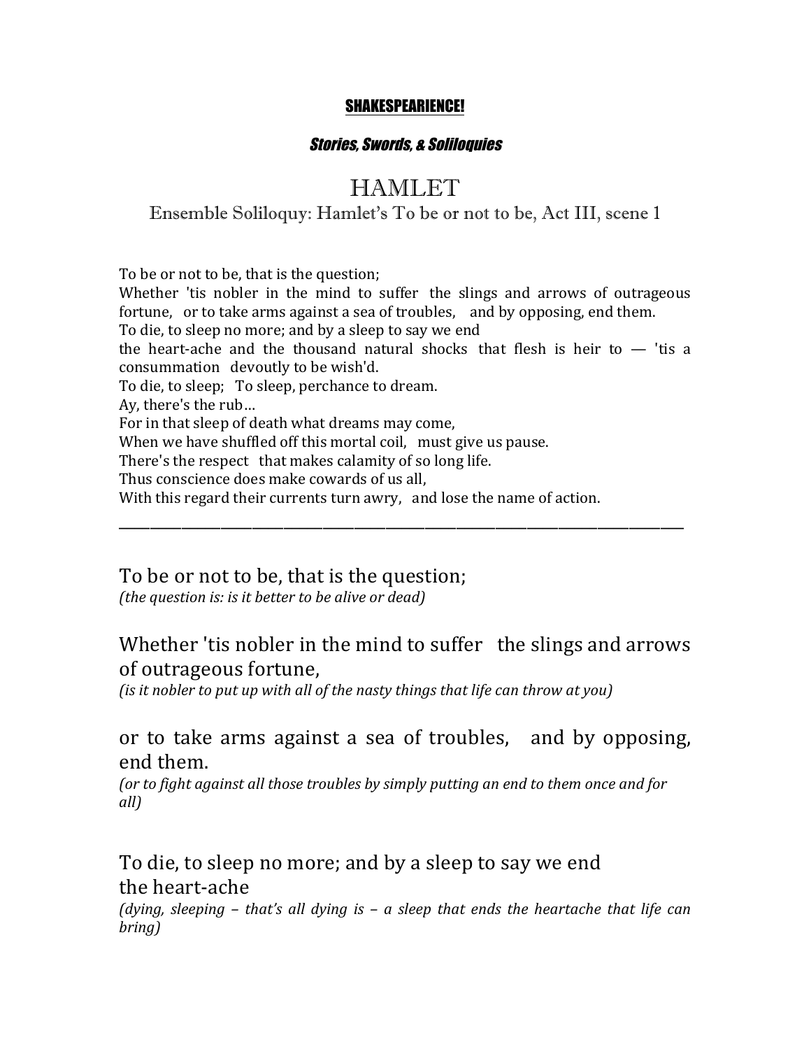**SHAKESPEARIENCE!**

***Stories, Swords, & Soliloquies***

# HAMLET

## Ensemble Soliloquy: Hamlet's To be or not to be, Act III, scene 1

To be or not to be, that is the question;
Whether 'tis nobler in the mind to suffer the slings and arrows of outrageous fortune, or to take arms against a sea of troubles, and by opposing, end them.
To die, to sleep no more; and by a sleep to say we end
the heart-ache and the thousand natural shocks that flesh is heir to — 'tis a consummation devoutly to be wish'd.
To die, to sleep; To sleep, perchance to dream.
Ay, there's the rub…
For in that sleep of death what dreams may come,
When we have shuffled off this mortal coil, must give us pause.
There's the respect that makes calamity of so long life.
Thus conscience does make cowards of us all,
With this regard their currents turn awry, and lose the name of action.

---

To be or not to be, that is the question;
*(the question is: is it better to be alive or dead)*

Whether 'tis nobler in the mind to suffer the slings and arrows of outrageous fortune,
*(is it nobler to put up with all of the nasty things that life can throw at you)*

or to take arms against a sea of troubles, and by opposing, end them.
*(or to fight against all those troubles by simply putting an end to them once and for all)*

To die, to sleep no more; and by a sleep to say we end
the heart-ache
*(dying, sleeping – that's all dying is – a sleep that ends the heartache that life can bring)*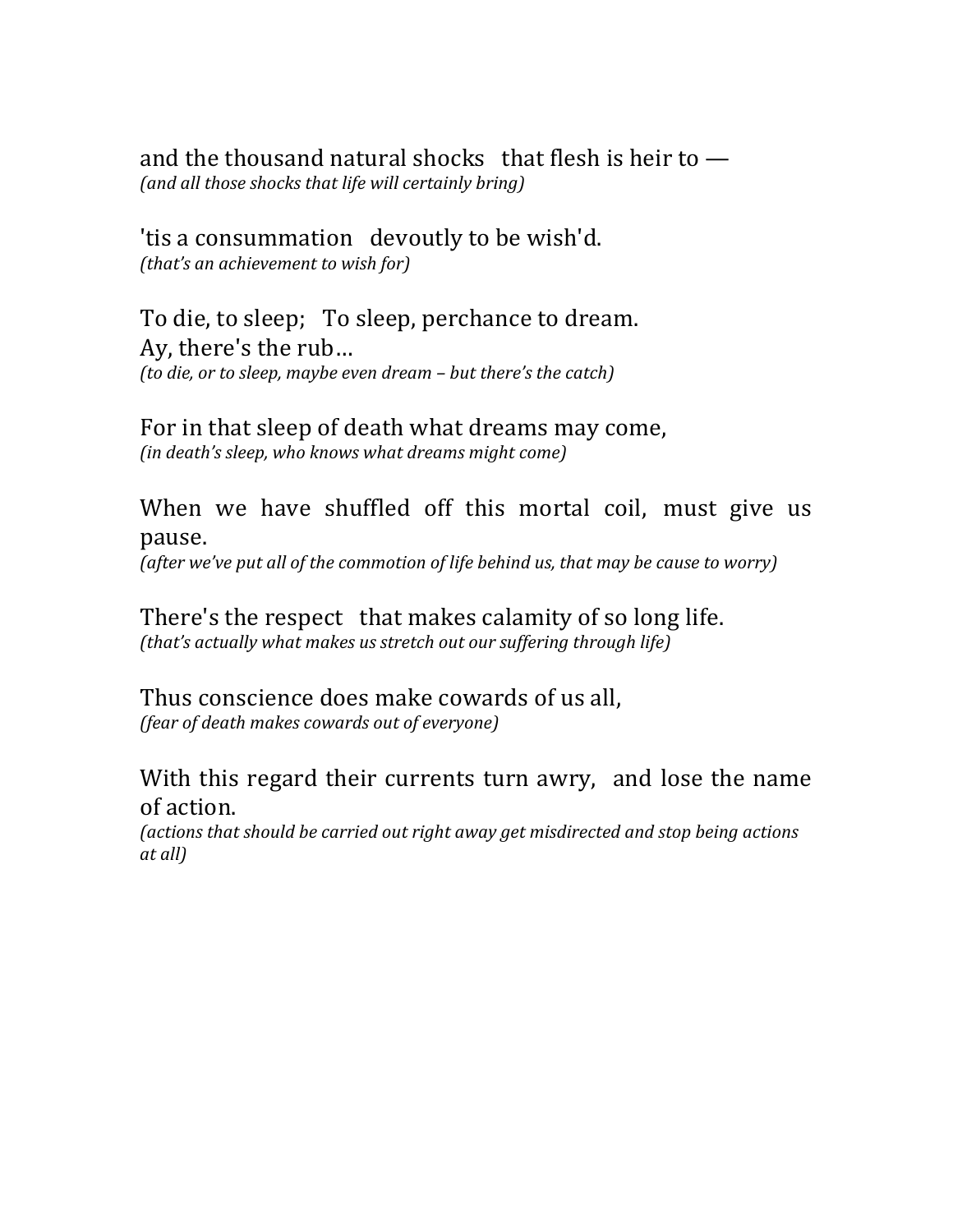and the thousand natural shocks   that flesh is heir to —
*(and all those shocks that life will certainly bring)*

'tis a consummation   devoutly to be wish'd.
*(that's an achievement to wish for)*

To die, to sleep;   To sleep, perchance to dream.
Ay, there's the rub…
*(to die, or to sleep, maybe even dream – but there's the catch)*

For in that sleep of death what dreams may come,
*(in death's sleep, who knows what dreams might come)*

When we have shuffled off this mortal coil, must give us pause.
*(after we've put all of the commotion of life behind us, that may be cause to worry)*

There's the respect   that makes calamity of so long life.
*(that's actually what makes us stretch out our suffering through life)*

Thus conscience does make cowards of us all,
*(fear of death makes cowards out of everyone)*

With this regard their currents turn awry,   and lose the name of action.
*(actions that should be carried out right away get misdirected and stop being actions at all)*